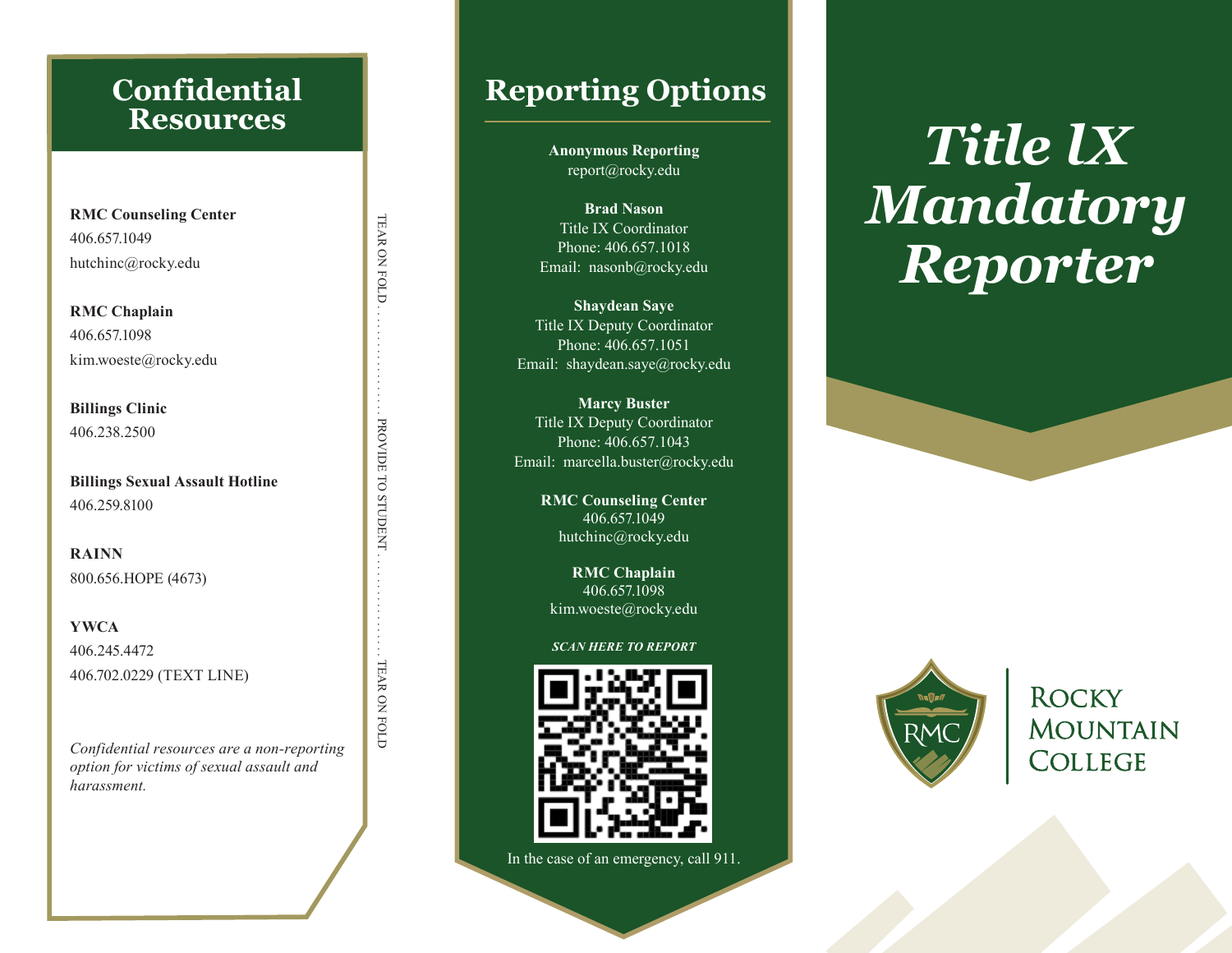# Confidential Resources

**RMC Counseling Center**
406.657.1049
hutchinc@rocky.edu

**RMC Chaplain**
406.657.1098
kim.woeste@rocky.edu

**Billings Clinic**
406.238.2500

**Billings Sexual Assault Hotline**
406.259.8100

**RAINN**
800.656.HOPE (4673)

**YWCA**
406.245.4472
406.702.0229 (TEXT LINE)

*Confidential resources are a non-reporting option for victims of sexual assault and harassment.*

TEAR ON FOLD . . . . . . . . . . . . . . . . PROVIDE TO STUDENT . . . . . . . . . . . . . . . . TEAR ON FOLD

# Reporting Options

**Anonymous Reporting**
report@rocky.edu

**Brad Nason**
Title IX Coordinator
Phone: 406.657.1018
Email: nasonb@rocky.edu

**Shaydean Saye**
Title IX Deputy Coordinator
Phone: 406.657.1051
Email: shaydean.saye@rocky.edu

**Marcy Buster**
Title IX Deputy Coordinator
Phone: 406.657.1043
Email: marcella.buster@rocky.edu

**RMC Counseling Center**
406.657.1049
hutchinc@rocky.edu

**RMC Chaplain**
406.657.1098
kim.woeste@rocky.edu

***SCAN HERE TO REPORT***

In the case of an emergency, call 911.

# *Title IX Mandatory Reporter*

Rocky Mountain College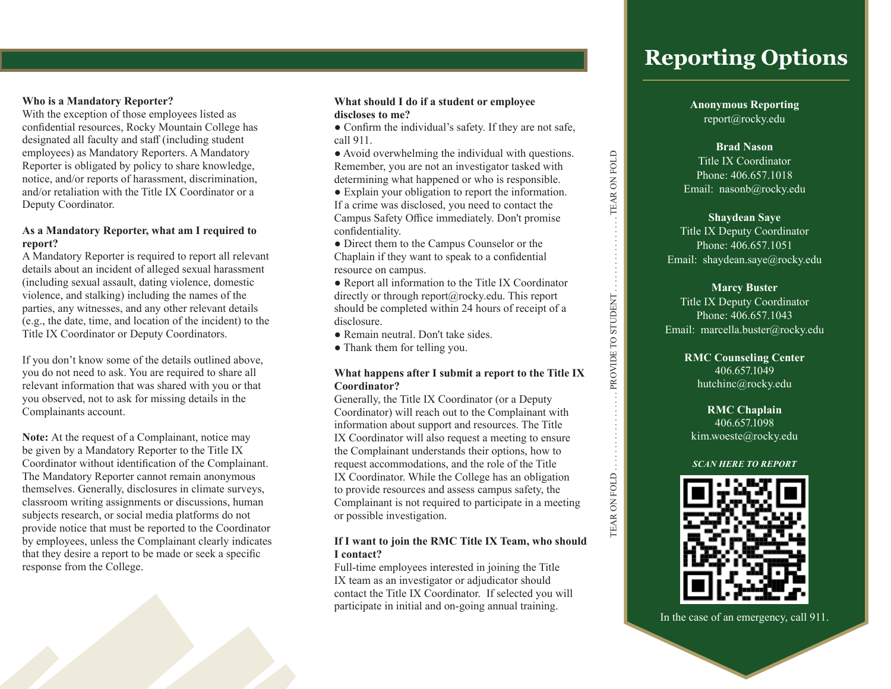**Who is a Mandatory Reporter?**
With the exception of those employees listed as confidential resources, Rocky Mountain College has designated all faculty and staff (including student employees) as Mandatory Reporters. A Mandatory Reporter is obligated by policy to share knowledge, notice, and/or reports of harassment, discrimination, and/or retaliation with the Title IX Coordinator or a Deputy Coordinator.

**As a Mandatory Reporter, what am I required to report?**
A Mandatory Reporter is required to report all relevant details about an incident of alleged sexual harassment (including sexual assault, dating violence, domestic violence, and stalking) including the names of the parties, any witnesses, and any other relevant details (e.g., the date, time, and location of the incident) to the Title IX Coordinator or Deputy Coordinators.

If you don't know some of the details outlined above, you do not need to ask. You are required to share all relevant information that was shared with you or that you observed, not to ask for missing details in the Complainants account.

**Note:** At the request of a Complainant, notice may be given by a Mandatory Reporter to the Title IX Coordinator without identification of the Complainant. The Mandatory Reporter cannot remain anonymous themselves. Generally, disclosures in climate surveys, classroom writing assignments or discussions, human subjects research, or social media platforms do not provide notice that must be reported to the Coordinator by employees, unless the Complainant clearly indicates that they desire a report to be made or seek a specific response from the College.

**What should I do if a student or employee discloses to me?**

- Confirm the individual's safety. If they are not safe, call 911.
- Avoid overwhelming the individual with questions. Remember, you are not an investigator tasked with determining what happened or who is responsible.
- Explain your obligation to report the information. If a crime was disclosed, you need to contact the Campus Safety Office immediately. Don't promise confidentiality.
- Direct them to the Campus Counselor or the Chaplain if they want to speak to a confidential resource on campus.
- Report all information to the Title IX Coordinator directly or through report@rocky.edu. This report should be completed within 24 hours of receipt of a disclosure.
- Remain neutral. Don't take sides.
- Thank them for telling you.

**What happens after I submit a report to the Title IX Coordinator?**
Generally, the Title IX Coordinator (or a Deputy Coordinator) will reach out to the Complainant with information about support and resources. The Title IX Coordinator will also request a meeting to ensure the Complainant understands their options, how to request accommodations, and the role of the Title IX Coordinator. While the College has an obligation to provide resources and assess campus safety, the Complainant is not required to participate in a meeting or possible investigation.

**If I want to join the RMC Title IX Team, who should I contact?**
Full-time employees interested in joining the Title IX team as an investigator or adjudicator should contact the Title IX Coordinator. If selected you will participate in initial and on-going annual training.

TEAR ON FOLD . . . . . . . . . . . . . . . . PROVIDE TO STUDENT . . . . . . . . . . . . . . . . TEAR ON FOLD

# Reporting Options

**Anonymous Reporting**
report@rocky.edu

**Brad Nason**
Title IX Coordinator
Phone: 406.657.1018
Email: nasonb@rocky.edu

**Shaydean Saye**
Title IX Deputy Coordinator
Phone: 406.657.1051
Email: shaydean.saye@rocky.edu

**Marcy Buster**
Title IX Deputy Coordinator
Phone: 406.657.1043
Email: marcella.buster@rocky.edu

**RMC Counseling Center**
406.657.1049
hutchinc@rocky.edu

**RMC Chaplain**
406.657.1098
kim.woeste@rocky.edu

***SCAN HERE TO REPORT***

In the case of an emergency, call 911.